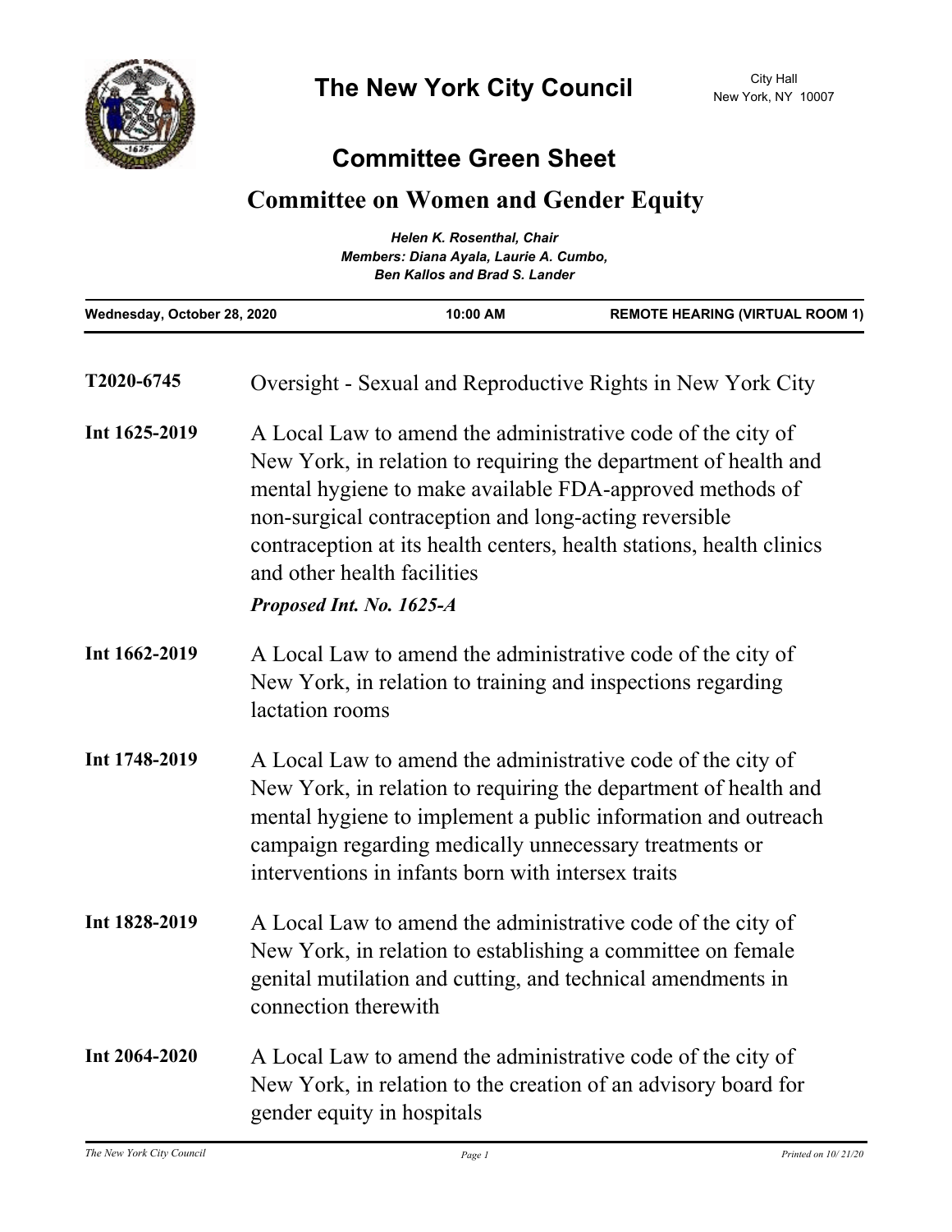# The New York City Council

City Hall
New York, NY 10007

## Committee Green Sheet

## Committee on Women and Gender Equity

*Helen K. Rosenthal, Chair*
*Members: Diana Ayala, Laurie A. Cumbo, Ben Kallos and Brad S. Lander*

**Wednesday, October 28, 2020** **10:00 AM** **REMOTE HEARING (VIRTUAL ROOM 1)**

---

**T2020-6745** Oversight - Sexual and Reproductive Rights in New York City

**Int 1625-2019** A Local Law to amend the administrative code of the city of New York, in relation to requiring the department of health and mental hygiene to make available FDA-approved methods of non-surgical contraception and long-acting reversible contraception at its health centers, health stations, health clinics and other health facilities

***Proposed Int. No. 1625-A***

**Int 1662-2019** A Local Law to amend the administrative code of the city of New York, in relation to training and inspections regarding lactation rooms

**Int 1748-2019** A Local Law to amend the administrative code of the city of New York, in relation to requiring the department of health and mental hygiene to implement a public information and outreach campaign regarding medically unnecessary treatments or interventions in infants born with intersex traits

**Int 1828-2019** A Local Law to amend the administrative code of the city of New York, in relation to establishing a committee on female genital mutilation and cutting, and technical amendments in connection therewith

**Int 2064-2020** A Local Law to amend the administrative code of the city of New York, in relation to the creation of an advisory board for gender equity in hospitals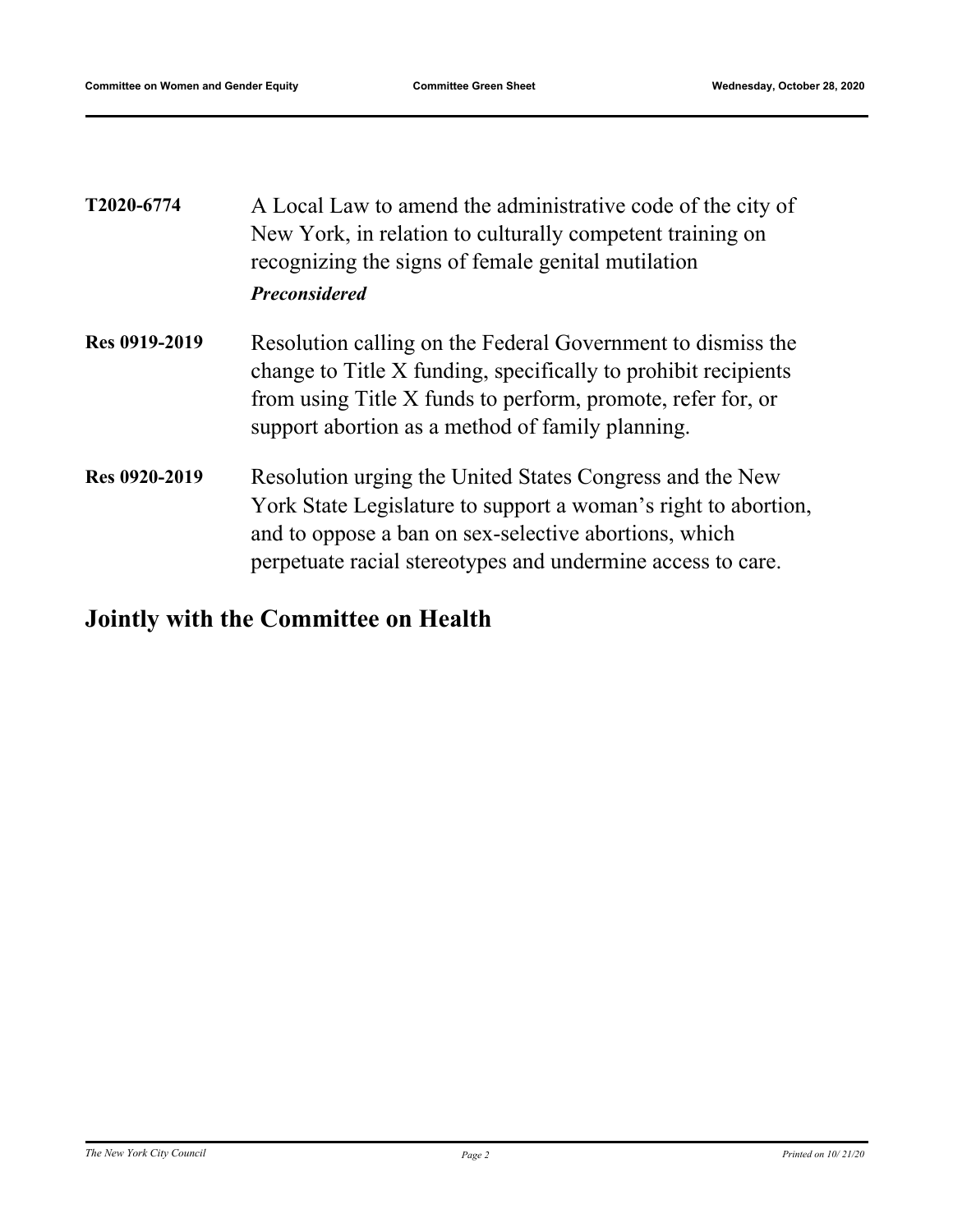**T2020-6774** A Local Law to amend the administrative code of the city of New York, in relation to culturally competent training on recognizing the signs of female genital mutilation

***Preconsidered***

**Res 0919-2019** Resolution calling on the Federal Government to dismiss the change to Title X funding, specifically to prohibit recipients from using Title X funds to perform, promote, refer for, or support abortion as a method of family planning.

**Res 0920-2019** Resolution urging the United States Congress and the New York State Legislature to support a woman's right to abortion, and to oppose a ban on sex-selective abortions, which perpetuate racial stereotypes and undermine access to care.

## Jointly with the Committee on Health